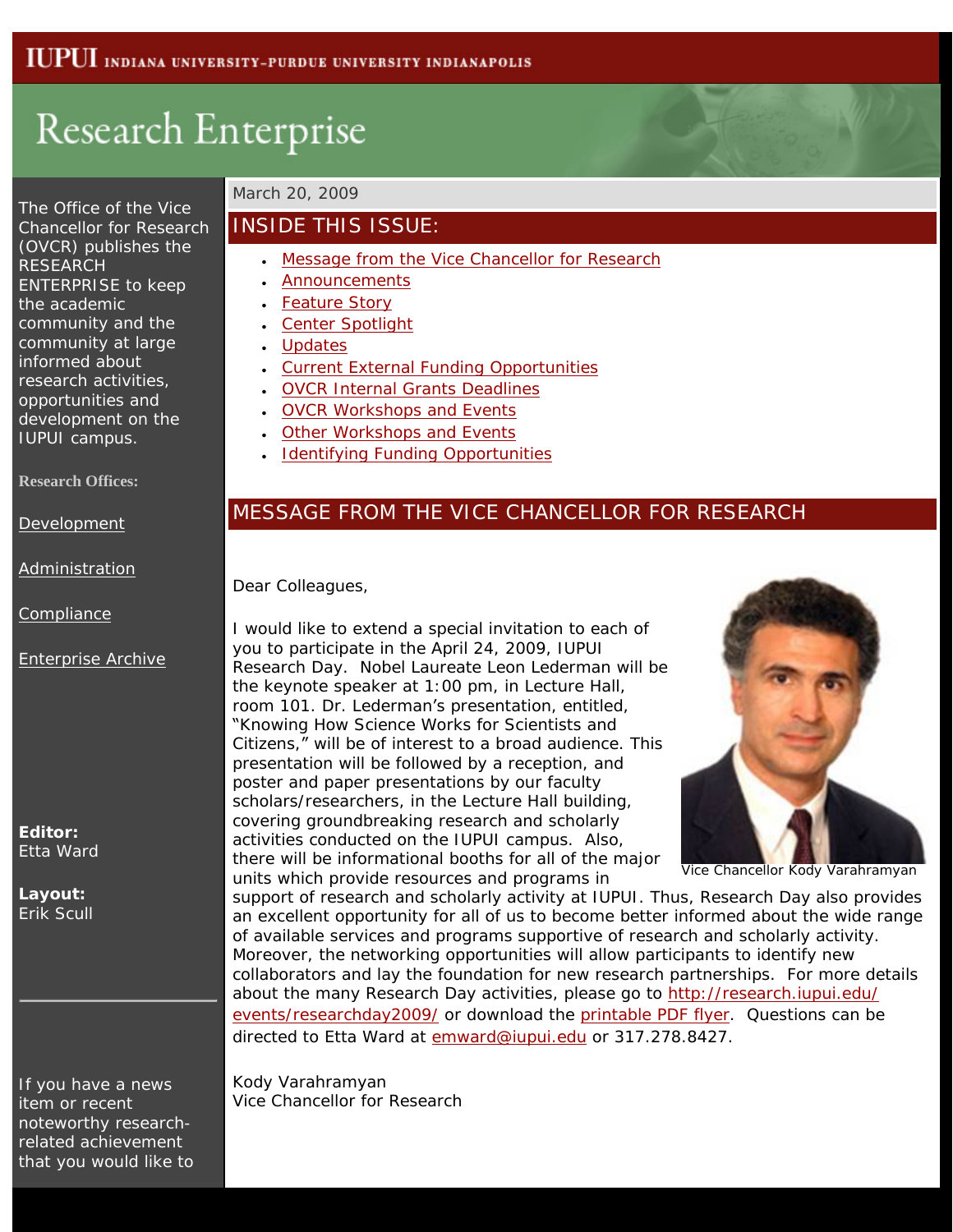IUPUI INDIANA UNIVERSITY-PURDUE UNIVERSITY INDIANAPOLIS

# Research Enterprise

The Office of the Vice Chancellor for Research (OVCR) publishes the RESEARCH ENTERPRISE to keep the academic community and the community at large informed about research activities, opportunities and development on the IUPUI campus.

**Research Offices:**

Development

Administration

Compliance

Enterprise Archive

**Editor:** Etta Ward

**Layout:** Erik Scull

If you have a news item or recent noteworthy research-related achievement that you would like to

March 20, 2009

## INSIDE THIS ISSUE:

- Message from the Vice Chancellor for Research
- Announcements
- Feature Story
- Center Spotlight
- Updates
- Current External Funding Opportunities
- OVCR Internal Grants Deadlines
- OVCR Workshops and Events
- Other Workshops and Events
- Identifying Funding Opportunities

## MESSAGE FROM THE VICE CHANCELLOR FOR RESEARCH

Dear Colleagues,

I would like to extend a special invitation to each of you to participate in the April 24, 2009, IUPUI Research Day. Nobel Laureate Leon Lederman will be the keynote speaker at 1:00 pm, in Lecture Hall, room 101. Dr. Lederman's presentation, entitled, "Knowing How Science Works for Scientists and Citizens," will be of interest to a broad audience. This presentation will be followed by a reception, and poster and paper presentations by our faculty scholars/researchers, in the Lecture Hall building, covering groundbreaking research and scholarly activities conducted on the IUPUI campus. Also, there will be informational booths for all of the major units which provide resources and programs in support of research and scholarly activity at IUPUI. Thus, Research Day also provides an excellent opportunity for all of us to become better informed about the wide range of available services and programs supportive of research and scholarly activity. Moreover, the networking opportunities will allow participants to identify new collaborators and lay the foundation for new research partnerships. For more details about the many Research Day activities, please go to http://research.iupui.edu/events/researchday2009/ or download the printable PDF flyer. Questions can be directed to Etta Ward at emward@iupui.edu or 317.278.8427.

Vice Chancellor Kody Varahramyan

Kody Varahramyan
Vice Chancellor for Research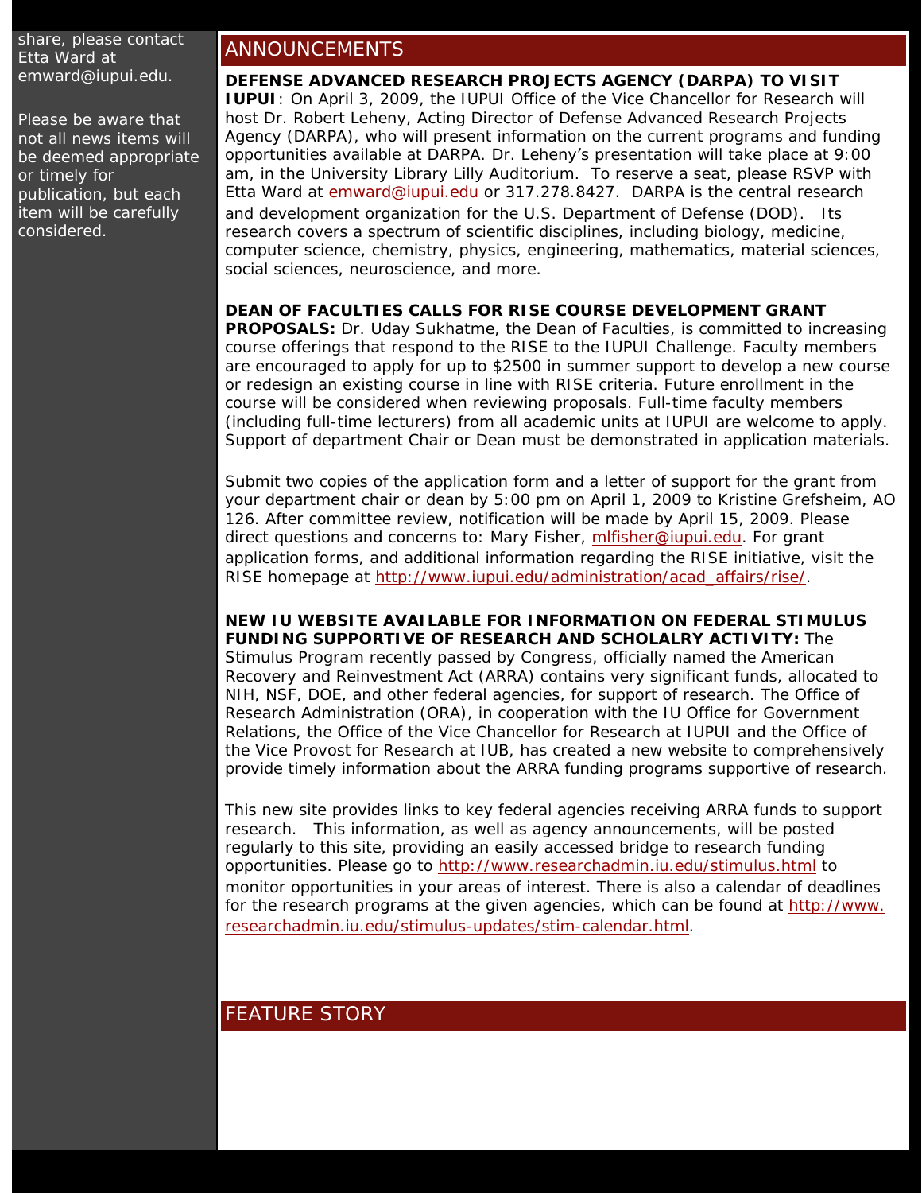share, please contact Etta Ward at emward@iupui.edu.

Please be aware that not all news items will be deemed appropriate or timely for publication, but each item will be carefully considered.

## ANNOUNCEMENTS

**DEFENSE ADVANCED RESEARCH PROJECTS AGENCY (DARPA) TO VISIT IUPUI**: On April 3, 2009, the IUPUI Office of the Vice Chancellor for Research will host Dr. Robert Leheny, Acting Director of Defense Advanced Research Projects Agency (DARPA), who will present information on the current programs and funding opportunities available at DARPA. Dr. Leheny's presentation will take place at 9:00 am, in the University Library Lilly Auditorium. To reserve a seat, please RSVP with Etta Ward at emward@iupui.edu or 317.278.8427. DARPA is the central research and development organization for the U.S. Department of Defense (DOD). Its research covers a spectrum of scientific disciplines, including biology, medicine, computer science, chemistry, physics, engineering, mathematics, material sciences, social sciences, neuroscience, and more.

**DEAN OF FACULTIES CALLS FOR RISE COURSE DEVELOPMENT GRANT PROPOSALS:** Dr. Uday Sukhatme, the Dean of Faculties, is committed to increasing course offerings that respond to the RISE to the IUPUI Challenge. Faculty members are encouraged to apply for up to $2500 in summer support to develop a new course or redesign an existing course in line with RISE criteria. Future enrollment in the course will be considered when reviewing proposals. Full-time faculty members (including full-time lecturers) from all academic units at IUPUI are welcome to apply. Support of department Chair or Dean must be demonstrated in application materials.

Submit two copies of the application form and a letter of support for the grant from your department chair or dean by 5:00 pm on April 1, 2009 to Kristine Grefsheim, AO 126. After committee review, notification will be made by April 15, 2009. Please direct questions and concerns to: Mary Fisher, mlfisher@iupui.edu. For grant application forms, and additional information regarding the RISE initiative, visit the RISE homepage at http://www.iupui.edu/administration/acad_affairs/rise/.

**NEW IU WEBSITE AVAILABLE FOR INFORMATION ON FEDERAL STIMULUS FUNDING SUPPORTIVE OF RESEARCH AND SCHOLALRY ACTIVITY:** The Stimulus Program recently passed by Congress, officially named the American Recovery and Reinvestment Act (ARRA) contains very significant funds, allocated to NIH, NSF, DOE, and other federal agencies, for support of research. The Office of Research Administration (ORA), in cooperation with the IU Office for Government Relations, the Office of the Vice Chancellor for Research at IUPUI and the Office of the Vice Provost for Research at IUB, has created a new website to comprehensively provide timely information about the ARRA funding programs supportive of research.

This new site provides links to key federal agencies receiving ARRA funds to support research. This information, as well as agency announcements, will be posted regularly to this site, providing an easily accessed bridge to research funding opportunities. Please go to http://www.researchadmin.iu.edu/stimulus.html to monitor opportunities in your areas of interest. There is also a calendar of deadlines for the research programs at the given agencies, which can be found at http://www.researchadmin.iu.edu/stimulus-updates/stim-calendar.html.

## FEATURE STORY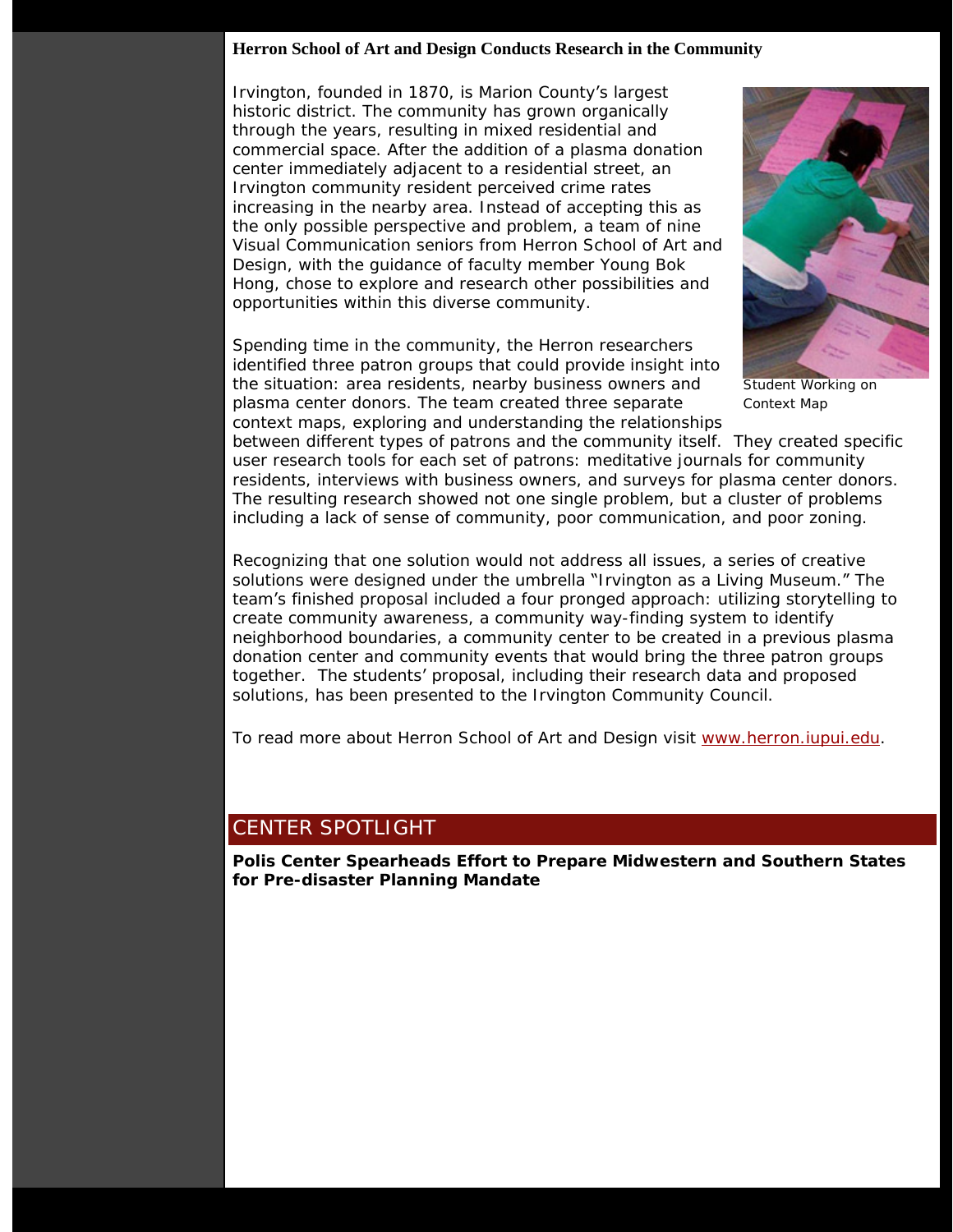### Herron School of Art and Design Conducts Research in the Community

Irvington, founded in 1870, is Marion County's largest historic district. The community has grown organically through the years, resulting in mixed residential and commercial space. After the addition of a plasma donation center immediately adjacent to a residential street, an Irvington community resident perceived crime rates increasing in the nearby area. Instead of accepting this as the only possible perspective and problem, a team of nine Visual Communication seniors from Herron School of Art and Design, with the guidance of faculty member Young Bok Hong, chose to explore and research other possibilities and opportunities within this diverse community.

Student Working on Context Map

Spending time in the community, the Herron researchers identified three patron groups that could provide insight into the situation: area residents, nearby business owners and plasma center donors. The team created three separate context maps, exploring and understanding the relationships between different types of patrons and the community itself. They created specific user research tools for each set of patrons: meditative journals for community residents, interviews with business owners, and surveys for plasma center donors. The resulting research showed not one single problem, but a cluster of problems including a lack of sense of community, poor communication, and poor zoning.

Recognizing that one solution would not address all issues, a series of creative solutions were designed under the umbrella "Irvington as a Living Museum." The team's finished proposal included a four pronged approach: utilizing storytelling to create community awareness, a community way-finding system to identify neighborhood boundaries, a community center to be created in a previous plasma donation center and community events that would bring the three patron groups together. The students' proposal, including their research data and proposed solutions, has been presented to the Irvington Community Council.

To read more about Herron School of Art and Design visit [www.herron.iupui.edu](http://www.herron.iupui.edu).

## CENTER SPOTLIGHT

**Polis Center Spearheads Effort to Prepare Midwestern and Southern States for Pre-disaster Planning Mandate**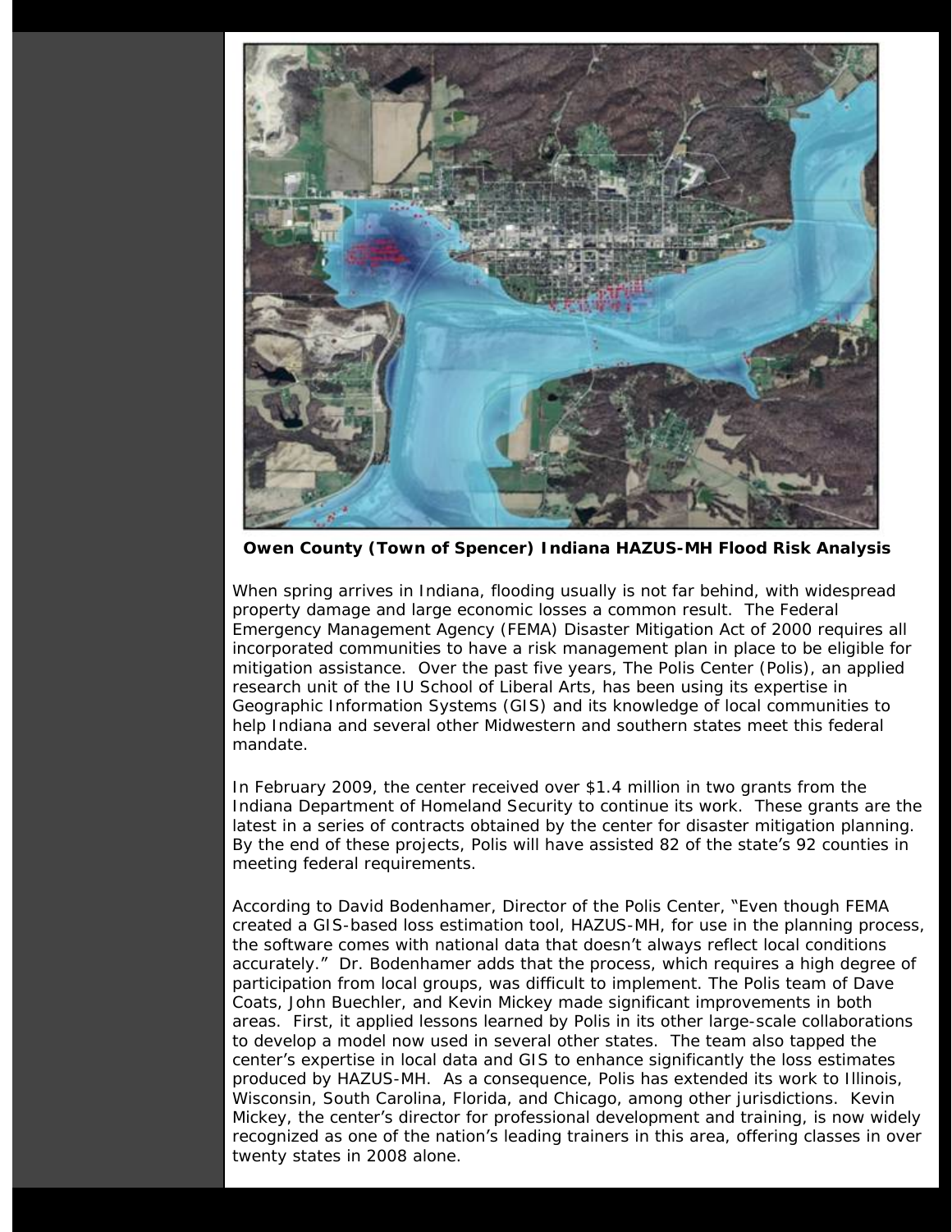**Owen County (Town of Spencer) Indiana HAZUS-MH Flood Risk Analysis**

When spring arrives in Indiana, flooding usually is not far behind, with widespread property damage and large economic losses a common result. The Federal Emergency Management Agency (FEMA) Disaster Mitigation Act of 2000 requires all incorporated communities to have a risk management plan in place to be eligible for mitigation assistance. Over the past five years, The Polis Center (Polis), an applied research unit of the IU School of Liberal Arts, has been using its expertise in Geographic Information Systems (GIS) and its knowledge of local communities to help Indiana and several other Midwestern and southern states meet this federal mandate.

In February 2009, the center received over $1.4 million in two grants from the Indiana Department of Homeland Security to continue its work. These grants are the latest in a series of contracts obtained by the center for disaster mitigation planning. By the end of these projects, Polis will have assisted 82 of the state's 92 counties in meeting federal requirements.

According to David Bodenhamer, Director of the Polis Center, "Even though FEMA created a GIS-based loss estimation tool, HAZUS-MH, for use in the planning process, the software comes with national data that doesn't always reflect local conditions accurately." Dr. Bodenhamer adds that the process, which requires a high degree of participation from local groups, was difficult to implement. The Polis team of Dave Coats, John Buechler, and Kevin Mickey made significant improvements in both areas. First, it applied lessons learned by Polis in its other large-scale collaborations to develop a model now used in several other states. The team also tapped the center's expertise in local data and GIS to enhance significantly the loss estimates produced by HAZUS-MH. As a consequence, Polis has extended its work to Illinois, Wisconsin, South Carolina, Florida, and Chicago, among other jurisdictions. Kevin Mickey, the center's director for professional development and training, is now widely recognized as one of the nation's leading trainers in this area, offering classes in over twenty states in 2008 alone.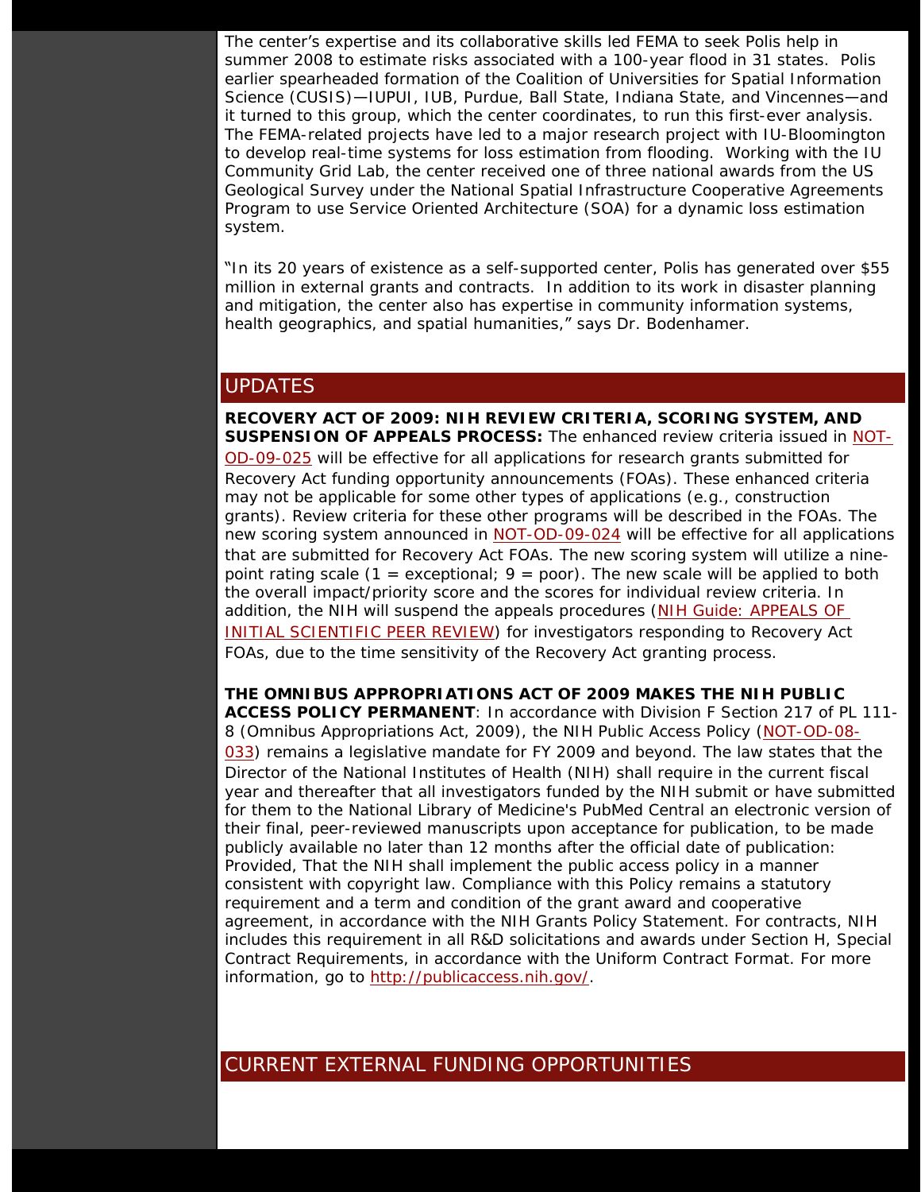The center's expertise and its collaborative skills led FEMA to seek Polis help in summer 2008 to estimate risks associated with a 100-year flood in 31 states. Polis earlier spearheaded formation of the Coalition of Universities for Spatial Information Science (CUSIS)—IUPUI, IUB, Purdue, Ball State, Indiana State, and Vincennes—and it turned to this group, which the center coordinates, to run this first-ever analysis. The FEMA-related projects have led to a major research project with IU-Bloomington to develop real-time systems for loss estimation from flooding. Working with the IU Community Grid Lab, the center received one of three national awards from the US Geological Survey under the National Spatial Infrastructure Cooperative Agreements Program to use Service Oriented Architecture (SOA) for a dynamic loss estimation system.

"In its 20 years of existence as a self-supported center, Polis has generated over $55 million in external grants and contracts. In addition to its work in disaster planning and mitigation, the center also has expertise in community information systems, health geographics, and spatial humanities," says Dr. Bodenhamer.

## UPDATES

**RECOVERY ACT OF 2009: NIH REVIEW CRITERIA, SCORING SYSTEM, AND SUSPENSION OF APPEALS PROCESS:** The enhanced review criteria issued in NOT-OD-09-025 will be effective for all applications for research grants submitted for Recovery Act funding opportunity announcements (FOAs). These enhanced criteria may not be applicable for some other types of applications (e.g., construction grants). Review criteria for these other programs will be described in the FOAs. The new scoring system announced in NOT-OD-09-024 will be effective for all applications that are submitted for Recovery Act FOAs. The new scoring system will utilize a nine-point rating scale (1 = exceptional; 9 = poor). The new scale will be applied to both the overall impact/priority score and the scores for individual review criteria. In addition, the NIH will suspend the appeals procedures (NIH Guide: APPEALS OF INITIAL SCIENTIFIC PEER REVIEW) for investigators responding to Recovery Act FOAs, due to the time sensitivity of the Recovery Act granting process.

**THE OMNIBUS APPROPRIATIONS ACT OF 2009 MAKES THE NIH PUBLIC ACCESS POLICY PERMANENT**: In accordance with Division F Section 217 of PL 111-8 (Omnibus Appropriations Act, 2009), the NIH Public Access Policy (NOT-OD-08-033) remains a legislative mandate for FY 2009 and beyond. The law states that the Director of the National Institutes of Health (NIH) shall require in the current fiscal year and thereafter that all investigators funded by the NIH submit or have submitted for them to the National Library of Medicine's PubMed Central an electronic version of their final, peer-reviewed manuscripts upon acceptance for publication, to be made publicly available no later than 12 months after the official date of publication: Provided, That the NIH shall implement the public access policy in a manner consistent with copyright law. Compliance with this Policy remains a statutory requirement and a term and condition of the grant award and cooperative agreement, in accordance with the NIH Grants Policy Statement. For contracts, NIH includes this requirement in all R&D solicitations and awards under Section H, Special Contract Requirements, in accordance with the Uniform Contract Format. For more information, go to http://publicaccess.nih.gov/.

## CURRENT EXTERNAL FUNDING OPPORTUNITIES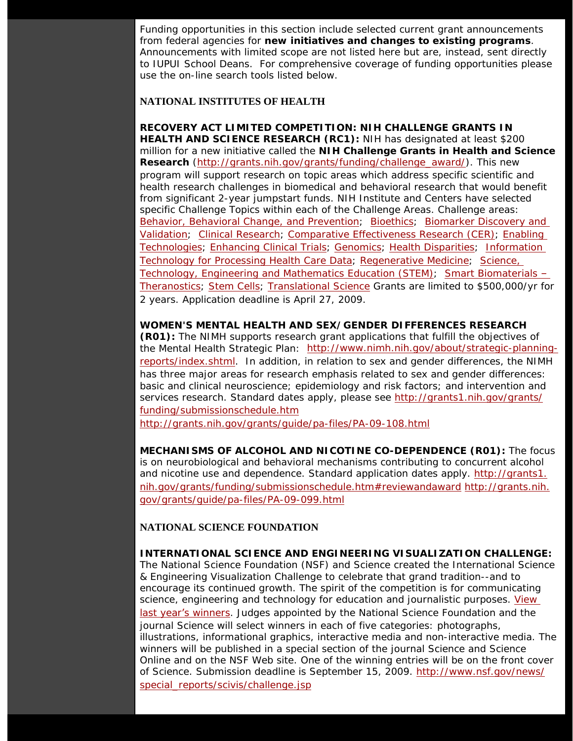Funding opportunities in this section include selected current grant announcements from federal agencies for **new initiatives and changes to existing programs**. Announcements with limited scope are not listed here but are, instead, sent directly to IUPUI School Deans. For comprehensive coverage of funding opportunities please use the on-line search tools listed below.

## NATIONAL INSTITUTES OF HEALTH

**RECOVERY ACT LIMITED COMPETITION: NIH CHALLENGE GRANTS IN HEALTH AND SCIENCE RESEARCH (RC1):** NIH has designated at least $200 million for a new initiative called the **NIH Challenge Grants in Health and Science Research** (http://grants.nih.gov/grants/funding/challenge_award/). This new program will support research on topic areas which address specific scientific and health research challenges in biomedical and behavioral research that would benefit from significant 2-year jumpstart funds. NIH Institute and Centers have selected specific Challenge Topics within each of the Challenge Areas. Challenge areas: Behavior, Behavioral Change, and Prevention; Bioethics; Biomarker Discovery and Validation; Clinical Research; Comparative Effectiveness Research (CER); Enabling Technologies; Enhancing Clinical Trials; Genomics; Health Disparities; Information Technology for Processing Health Care Data; Regenerative Medicine; Science, Technology, Engineering and Mathematics Education (STEM); Smart Biomaterials – Theranostics; Stem Cells; Translational Science Grants are limited to $500,000/yr for 2 years. Application deadline is April 27, 2009.

**WOMEN'S MENTAL HEALTH AND SEX/GENDER DIFFERENCES RESEARCH (R01):** The NIMH supports research grant applications that fulfill the objectives of the Mental Health Strategic Plan: http://www.nimh.nih.gov/about/strategic-planning-reports/index.shtml. In addition, in relation to sex and gender differences, the NIMH has three major areas for research emphasis related to sex and gender differences: basic and clinical neuroscience; epidemiology and risk factors; and intervention and services research. Standard dates apply, please see http://grants1.nih.gov/grants/funding/submissionschedule.htm
http://grants.nih.gov/grants/guide/pa-files/PA-09-108.html

**MECHANISMS OF ALCOHOL AND NICOTINE CO-DEPENDENCE (R01):** The focus is on neurobiological and behavioral mechanisms contributing to concurrent alcohol and nicotine use and dependence. Standard application dates apply. http://grants1.nih.gov/grants/funding/submissionschedule.htm#reviewandaward http://grants.nih.gov/grants/guide/pa-files/PA-09-099.html

## NATIONAL SCIENCE FOUNDATION

**INTERNATIONAL SCIENCE AND ENGINEERING VISUALIZATION CHALLENGE:** The National Science Foundation (NSF) and Science created the International Science & Engineering Visualization Challenge to celebrate that grand tradition--and to encourage its continued growth. The spirit of the competition is for communicating science, engineering and technology for education and journalistic purposes. View last year's winners. Judges appointed by the National Science Foundation and the journal Science will select winners in each of five categories: photographs, illustrations, informational graphics, interactive media and non-interactive media. The winners will be published in a special section of the journal Science and Science Online and on the NSF Web site. One of the winning entries will be on the front cover of Science. Submission deadline is September 15, 2009. http://www.nsf.gov/news/special_reports/scivis/challenge.jsp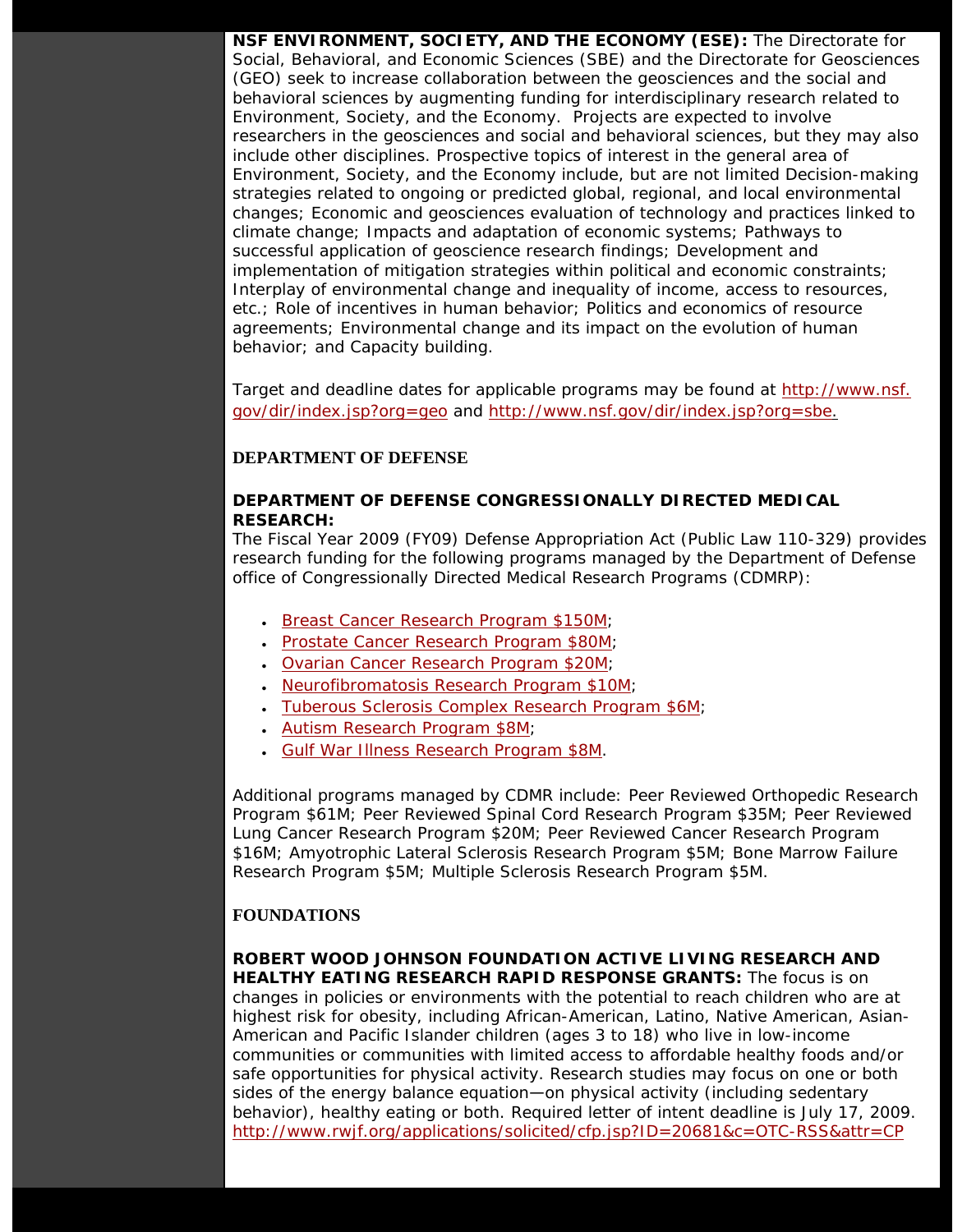**NSF ENVIRONMENT, SOCIETY, AND THE ECONOMY (ESE):** The Directorate for Social, Behavioral, and Economic Sciences (SBE) and the Directorate for Geosciences (GEO) seek to increase collaboration between the geosciences and the social and behavioral sciences by augmenting funding for interdisciplinary research related to Environment, Society, and the Economy. Projects are expected to involve researchers in the geosciences and social and behavioral sciences, but they may also include other disciplines. Prospective topics of interest in the general area of Environment, Society, and the Economy include, but are not limited Decision-making strategies related to ongoing or predicted global, regional, and local environmental changes; Economic and geosciences evaluation of technology and practices linked to climate change; Impacts and adaptation of economic systems; Pathways to successful application of geoscience research findings; Development and implementation of mitigation strategies within political and economic constraints; Interplay of environmental change and inequality of income, access to resources, etc.; Role of incentives in human behavior; Politics and economics of resource agreements; Environmental change and its impact on the evolution of human behavior; and Capacity building.

Target and deadline dates for applicable programs may be found at http://www.nsf.gov/dir/index.jsp?org=geo and http://www.nsf.gov/dir/index.jsp?org=sbe.

## DEPARTMENT OF DEFENSE

**DEPARTMENT OF DEFENSE CONGRESSIONALLY DIRECTED MEDICAL RESEARCH:**
The Fiscal Year 2009 (FY09) Defense Appropriation Act (Public Law 110-329) provides research funding for the following programs managed by the Department of Defense office of Congressionally Directed Medical Research Programs (CDMRP):

- Breast Cancer Research Program $150M;
- Prostate Cancer Research Program $80M;
- Ovarian Cancer Research Program $20M;
- Neurofibromatosis Research Program $10M;
- Tuberous Sclerosis Complex Research Program $6M;
- Autism Research Program $8M;
- Gulf War Illness Research Program $8M.

Additional programs managed by CDMR include: Peer Reviewed Orthopedic Research Program $61M; Peer Reviewed Spinal Cord Research Program $35M; Peer Reviewed Lung Cancer Research Program $20M; Peer Reviewed Cancer Research Program $16M; Amyotrophic Lateral Sclerosis Research Program $5M; Bone Marrow Failure Research Program $5M; Multiple Sclerosis Research Program $5M.

## FOUNDATIONS

**ROBERT WOOD JOHNSON FOUNDATION ACTIVE LIVING RESEARCH AND HEALTHY EATING RESEARCH RAPID RESPONSE GRANTS:** The focus is on changes in policies or environments with the potential to reach children who are at highest risk for obesity, including African-American, Latino, Native American, Asian-American and Pacific Islander children (ages 3 to 18) who live in low-income communities or communities with limited access to affordable healthy foods and/or safe opportunities for physical activity. Research studies may focus on one or both sides of the energy balance equation—on physical activity (including sedentary behavior), healthy eating or both. Required letter of intent deadline is July 17, 2009.
http://www.rwjf.org/applications/solicited/cfp.jsp?ID=20681&c=OTC-RSS&attr=CP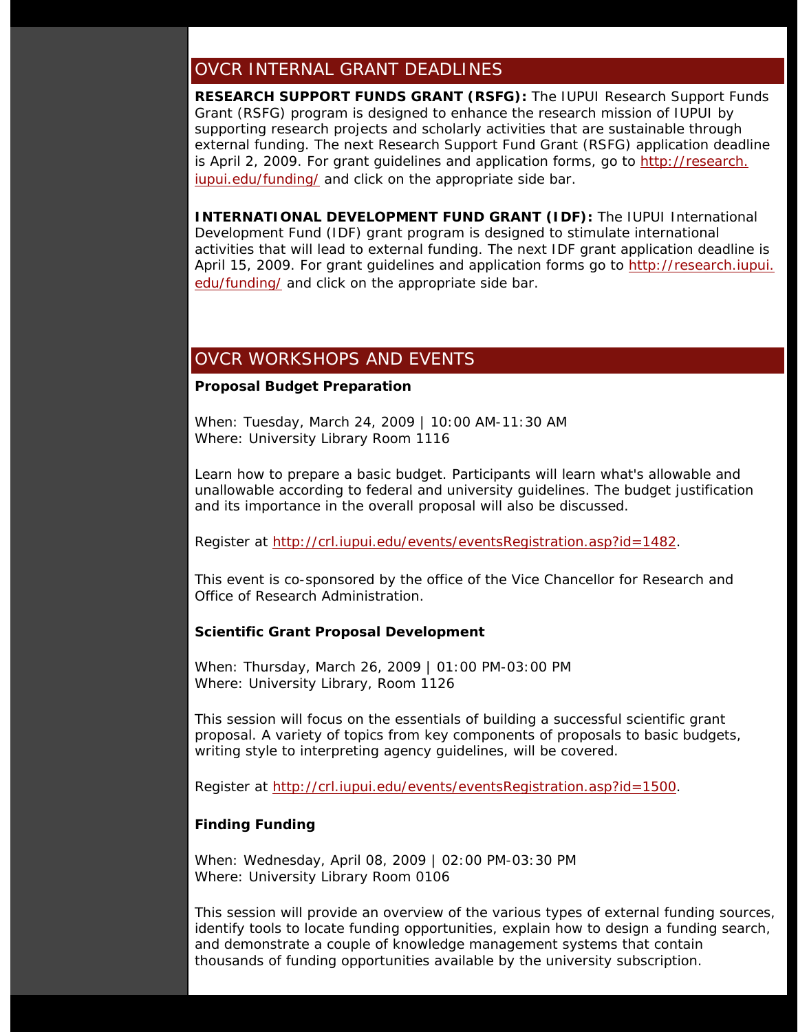## OVCR INTERNAL GRANT DEADLINES

**RESEARCH SUPPORT FUNDS GRANT (RSFG):** The IUPUI Research Support Funds Grant (RSFG) program is designed to enhance the research mission of IUPUI by supporting research projects and scholarly activities that are sustainable through external funding. The next Research Support Fund Grant (RSFG) application deadline is April 2, 2009. For grant guidelines and application forms, go to http://research.iupui.edu/funding/ and click on the appropriate side bar.

**INTERNATIONAL DEVELOPMENT FUND GRANT (IDF):** The IUPUI International Development Fund (IDF) grant program is designed to stimulate international activities that will lead to external funding. The next IDF grant application deadline is April 15, 2009. For grant guidelines and application forms go to http://research.iupui.edu/funding/ and click on the appropriate side bar.

## OVCR WORKSHOPS AND EVENTS

**Proposal Budget Preparation**

When: Tuesday, March 24, 2009 | 10:00 AM-11:30 AM
Where: University Library Room 1116

Learn how to prepare a basic budget. Participants will learn what's allowable and unallowable according to federal and university guidelines. The budget justification and its importance in the overall proposal will also be discussed.

Register at http://crl.iupui.edu/events/eventsRegistration.asp?id=1482.

This event is co-sponsored by the office of the Vice Chancellor for Research and Office of Research Administration.

**Scientific Grant Proposal Development**

When: Thursday, March 26, 2009 | 01:00 PM-03:00 PM
Where: University Library, Room 1126

This session will focus on the essentials of building a successful scientific grant proposal. A variety of topics from key components of proposals to basic budgets, writing style to interpreting agency guidelines, will be covered.

Register at http://crl.iupui.edu/events/eventsRegistration.asp?id=1500.

**Finding Funding**

When: Wednesday, April 08, 2009 | 02:00 PM-03:30 PM
Where: University Library Room 0106

This session will provide an overview of the various types of external funding sources, identify tools to locate funding opportunities, explain how to design a funding search, and demonstrate a couple of knowledge management systems that contain thousands of funding opportunities available by the university subscription.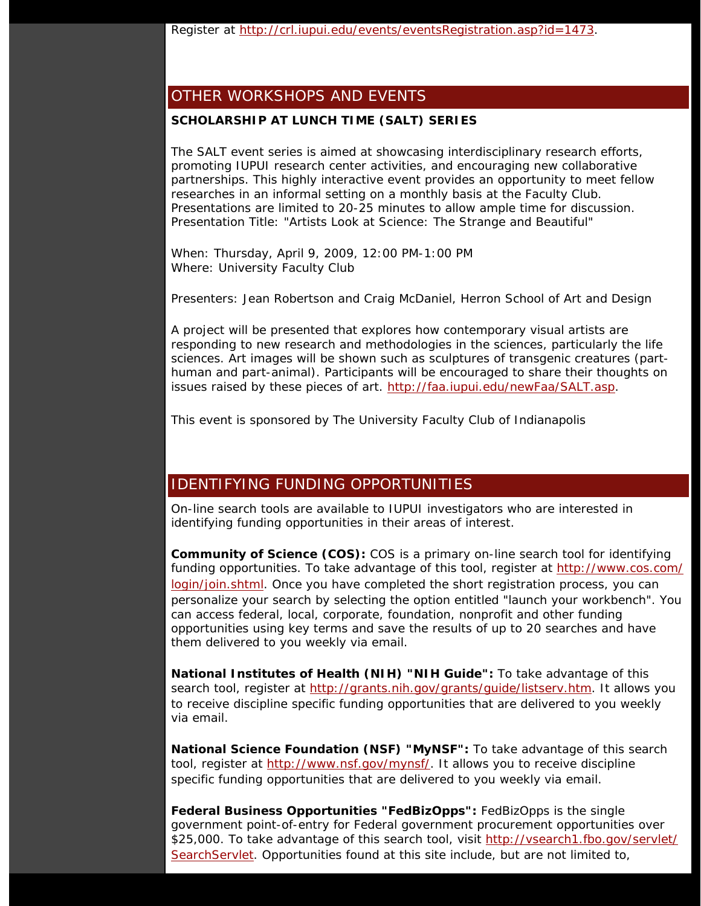Register at [http://crl.iupui.edu/events/eventsRegistration.asp?id=1473](http://crl.iupui.edu/events/eventsRegistration.asp?id=1473).

## OTHER WORKSHOPS AND EVENTS

**SCHOLARSHIP AT LUNCH TIME (SALT) SERIES**

The SALT event series is aimed at showcasing interdisciplinary research efforts, promoting IUPUI research center activities, and encouraging new collaborative partnerships. This highly interactive event provides an opportunity to meet fellow researches in an informal setting on a monthly basis at the Faculty Club. Presentations are limited to 20-25 minutes to allow ample time for discussion. Presentation Title: "Artists Look at Science: The Strange and Beautiful"

When: Thursday, April 9, 2009, 12:00 PM-1:00 PM
Where: University Faculty Club

Presenters: Jean Robertson and Craig McDaniel, Herron School of Art and Design

A project will be presented that explores how contemporary visual artists are responding to new research and methodologies in the sciences, particularly the life sciences. Art images will be shown such as sculptures of transgenic creatures (part-human and part-animal). Participants will be encouraged to share their thoughts on issues raised by these pieces of art. [http://faa.iupui.edu/newFaa/SALT.asp](http://faa.iupui.edu/newFaa/SALT.asp).

This event is sponsored by The University Faculty Club of Indianapolis

## IDENTIFYING FUNDING OPPORTUNITIES

On-line search tools are available to IUPUI investigators who are interested in identifying funding opportunities in their areas of interest.

**Community of Science (COS):** COS is a primary on-line search tool for identifying funding opportunities. To take advantage of this tool, register at [http://www.cos.com/login/join.shtml](http://www.cos.com/login/join.shtml). Once you have completed the short registration process, you can personalize your search by selecting the option entitled "launch your workbench". You can access federal, local, corporate, foundation, nonprofit and other funding opportunities using key terms and save the results of up to 20 searches and have them delivered to you weekly via email.

**National Institutes of Health (NIH) "NIH Guide":** To take advantage of this search tool, register at [http://grants.nih.gov/grants/guide/listserv.htm](http://grants.nih.gov/grants/guide/listserv.htm). It allows you to receive discipline specific funding opportunities that are delivered to you weekly via email.

**National Science Foundation (NSF) "MyNSF":** To take advantage of this search tool, register at [http://www.nsf.gov/mynsf/](http://www.nsf.gov/mynsf/). It allows you to receive discipline specific funding opportunities that are delivered to you weekly via email.

**Federal Business Opportunities "FedBizOpps":** FedBizOpps is the single government point-of-entry for Federal government procurement opportunities over $25,000. To take advantage of this search tool, visit [http://vsearch1.fbo.gov/servlet/SearchServlet](http://vsearch1.fbo.gov/servlet/SearchServlet). Opportunities found at this site include, but are not limited to,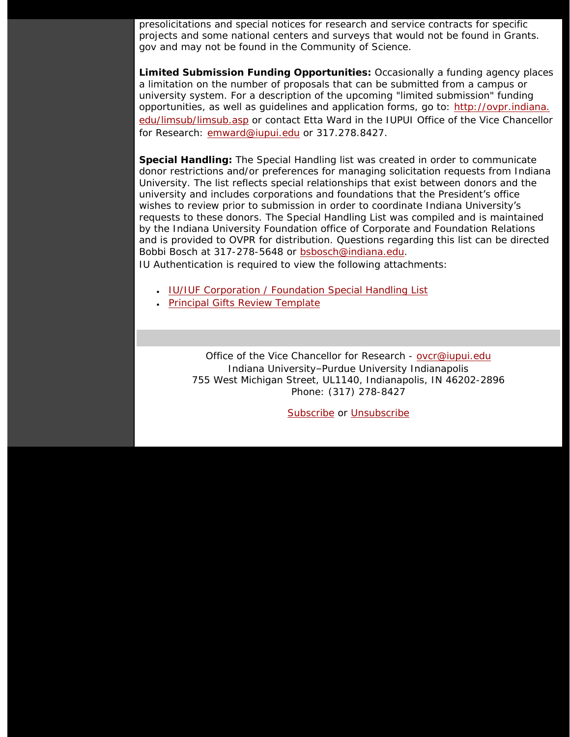presolicitations and special notices for research and service contracts for specific projects and some national centers and surveys that would not be found in Grants.gov and may not be found in the Community of Science.

**Limited Submission Funding Opportunities:** Occasionally a funding agency places a limitation on the number of proposals that can be submitted from a campus or university system. For a description of the upcoming "limited submission" funding opportunities, as well as guidelines and application forms, go to: http://ovpr.indiana.edu/limsub/limsub.asp or contact Etta Ward in the IUPUI Office of the Vice Chancellor for Research: emward@iupui.edu or 317.278.8427.

**Special Handling:** The Special Handling list was created in order to communicate donor restrictions and/or preferences for managing solicitation requests from Indiana University. The list reflects special relationships that exist between donors and the university and includes corporations and foundations that the President's office wishes to review prior to submission in order to coordinate Indiana University's requests to these donors. The Special Handling List was compiled and is maintained by the Indiana University Foundation office of Corporate and Foundation Relations and is provided to OVPR for distribution. Questions regarding this list can be directed Bobbi Bosch at 317-278-5648 or bsbosch@indiana.edu.

IU Authentication is required to view the following attachments:

- IU/IUF Corporation / Foundation Special Handling List
- Principal Gifts Review Template

Office of the Vice Chancellor for Research - ovcr@iupui.edu
Indiana University–Purdue University Indianapolis
755 West Michigan Street, UL1140, Indianapolis, IN 46202-2896
Phone: (317) 278-8427

Subscribe or Unsubscribe